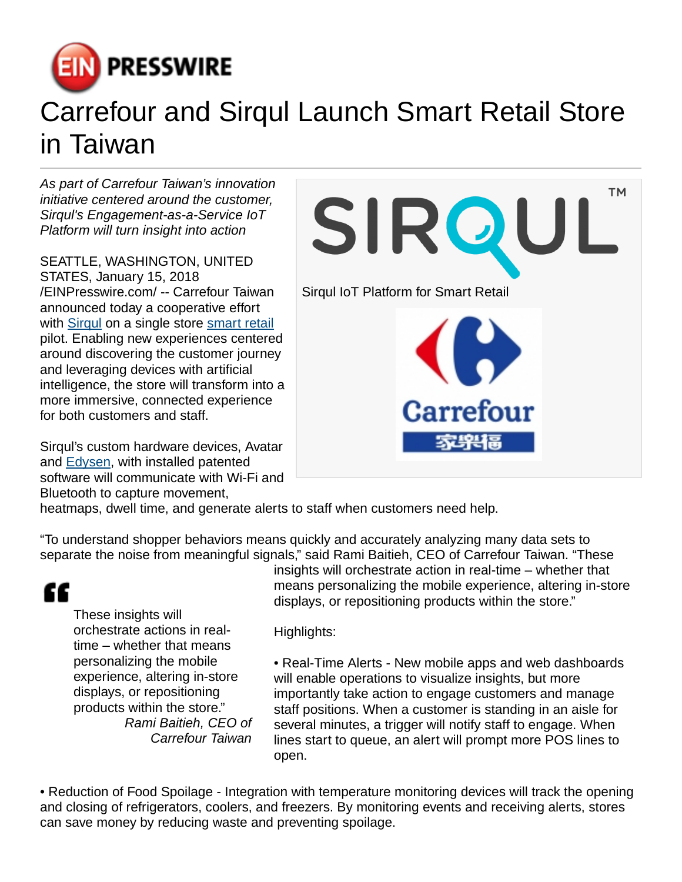# Carrefour and Sirqul Launch Smart Retail Store in Taiwan

*As part of Carrefour Taiwan's innovation initiative centered around the customer, Sirqul's Engagement-as-a-Service IoT Platform will turn insight into action*

SEATTLE, WASHINGTON, UNITED STATES, January 15, 2018 /EINPresswire.com/ -- Carrefour Taiwan announced today a cooperative effort with Sirqul on a single store smart retail pilot. Enabling new experiences centered around discovering the customer journey and leveraging devices with artificial intelligence, the store will transform into a more immersive, connected experience for both customers and staff.

Sirqul IoT Platform for Smart Retail

Sirqul's custom hardware devices, Avatar and Edysen, with installed patented software will communicate with Wi-Fi and Bluetooth to capture movement, heatmaps, dwell time, and generate alerts to staff when customers need help.

"To understand shopper behaviors means quickly and accurately analyzing many data sets to separate the noise from meaningful signals," said Rami Baitieh, CEO of Carrefour Taiwan. "These insights will orchestrate action in real-time – whether that means personalizing the mobile experience, altering in-store displays, or repositioning products within the store."

> These insights will orchestrate actions in real-time – whether that means personalizing the mobile experience, altering in-store displays, or repositioning products within the store."
>
> *Rami Baitieh, CEO of Carrefour Taiwan*

Highlights:

• Real-Time Alerts - New mobile apps and web dashboards will enable operations to visualize insights, but more importantly take action to engage customers and manage staff positions. When a customer is standing in an aisle for several minutes, a trigger will notify staff to engage. When lines start to queue, an alert will prompt more POS lines to open.

• Reduction of Food Spoilage - Integration with temperature monitoring devices will track the opening and closing of refrigerators, coolers, and freezers. By monitoring events and receiving alerts, stores can save money by reducing waste and preventing spoilage.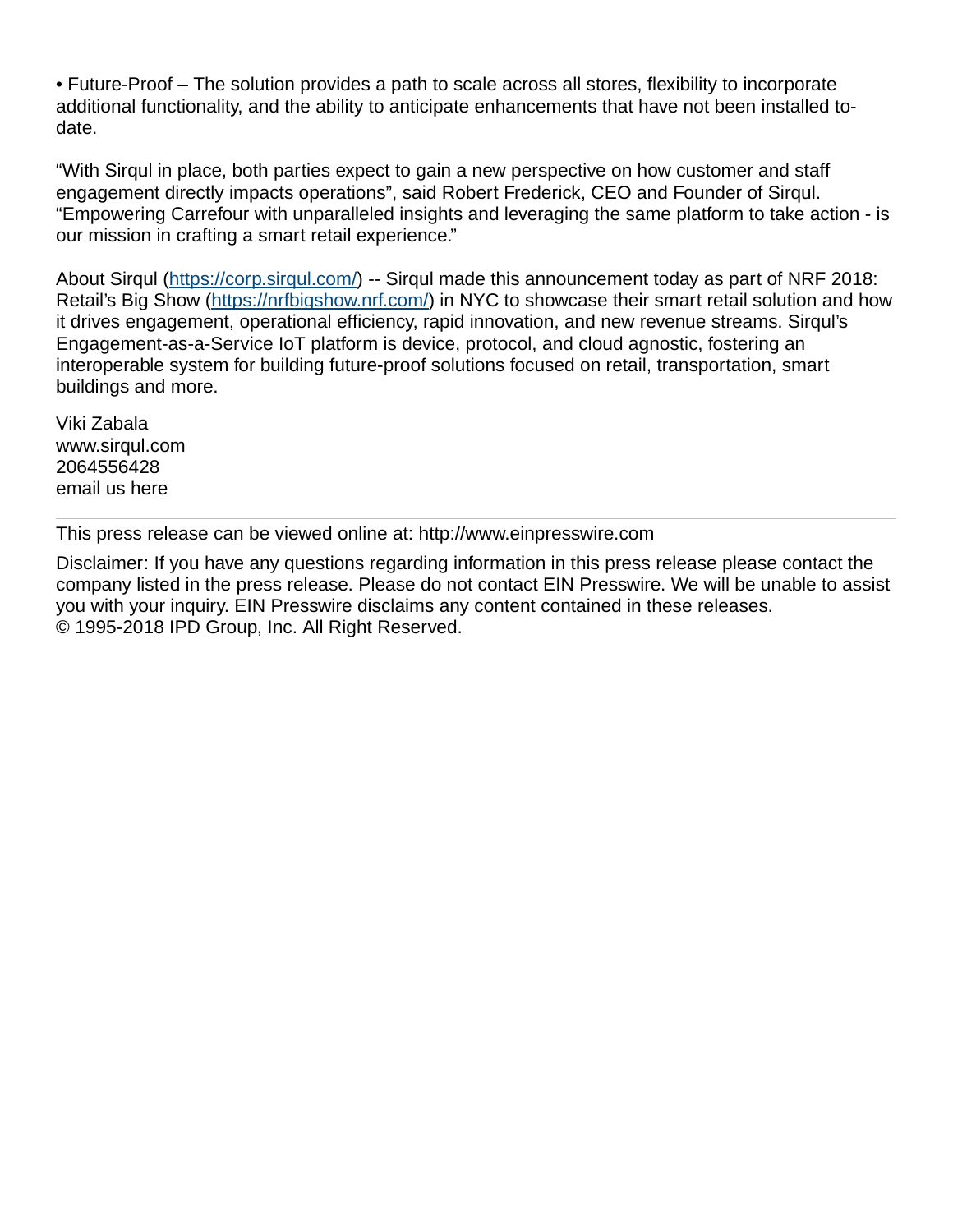• Future-Proof – The solution provides a path to scale across all stores, flexibility to incorporate additional functionality, and the ability to anticipate enhancements that have not been installed to-date.

“With Sirqul in place, both parties expect to gain a new perspective on how customer and staff engagement directly impacts operations”, said Robert Frederick, CEO and Founder of Sirqul. “Empowering Carrefour with unparalleled insights and leveraging the same platform to take action - is our mission in crafting a smart retail experience.”

About Sirqul (https://corp.sirqul.com/) -- Sirqul made this announcement today as part of NRF 2018: Retail’s Big Show (https://nrfbigshow.nrf.com/) in NYC to showcase their smart retail solution and how it drives engagement, operational efficiency, rapid innovation, and new revenue streams. Sirqul’s Engagement-as-a-Service IoT platform is device, protocol, and cloud agnostic, fostering an interoperable system for building future-proof solutions focused on retail, transportation, smart buildings and more.

Viki Zabala
www.sirqul.com
2064556428
email us here

---

This press release can be viewed online at: http://www.einpresswire.com

Disclaimer: If you have any questions regarding information in this press release please contact the company listed in the press release. Please do not contact EIN Presswire. We will be unable to assist you with your inquiry. EIN Presswire disclaims any content contained in these releases.
© 1995-2018 IPD Group, Inc. All Right Reserved.